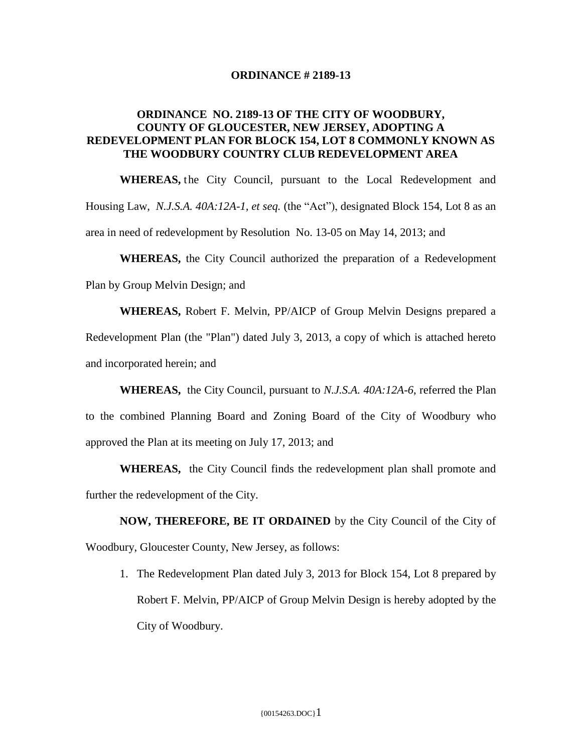**ORDINANCE # 2189-13**

# ORDINANCE NO. 2189-13 OF THE CITY OF WOODBURY, COUNTY OF GLOUCESTER, NEW JERSEY, ADOPTING A REDEVELOPMENT PLAN FOR BLOCK 154, LOT 8 COMMONLY KNOWN AS THE WOODBURY COUNTRY CLUB REDEVELOPMENT AREA

**WHEREAS,** the City Council, pursuant to the Local Redevelopment and Housing Law, *N.J.S.A. 40A:12A-1, et seq.* (the "Act"), designated Block 154, Lot 8 as an area in need of redevelopment by Resolution No. 13-05 on May 14, 2013; and

**WHEREAS,** the City Council authorized the preparation of a Redevelopment Plan by Group Melvin Design; and

**WHEREAS,** Robert F. Melvin, PP/AICP of Group Melvin Designs prepared a Redevelopment Plan (the "Plan") dated July 3, 2013, a copy of which is attached hereto and incorporated herein; and

**WHEREAS,** the City Council, pursuant to *N.J.S.A. 40A:12A-6,* referred the Plan to the combined Planning Board and Zoning Board of the City of Woodbury who approved the Plan at its meeting on July 17, 2013; and

**WHEREAS,** the City Council finds the redevelopment plan shall promote and further the redevelopment of the City.

**NOW, THEREFORE, BE IT ORDAINED** by the City Council of the City of Woodbury, Gloucester County, New Jersey, as follows:

1. The Redevelopment Plan dated July 3, 2013 for Block 154, Lot 8 prepared by Robert F. Melvin, PP/AICP of Group Melvin Design is hereby adopted by the City of Woodbury.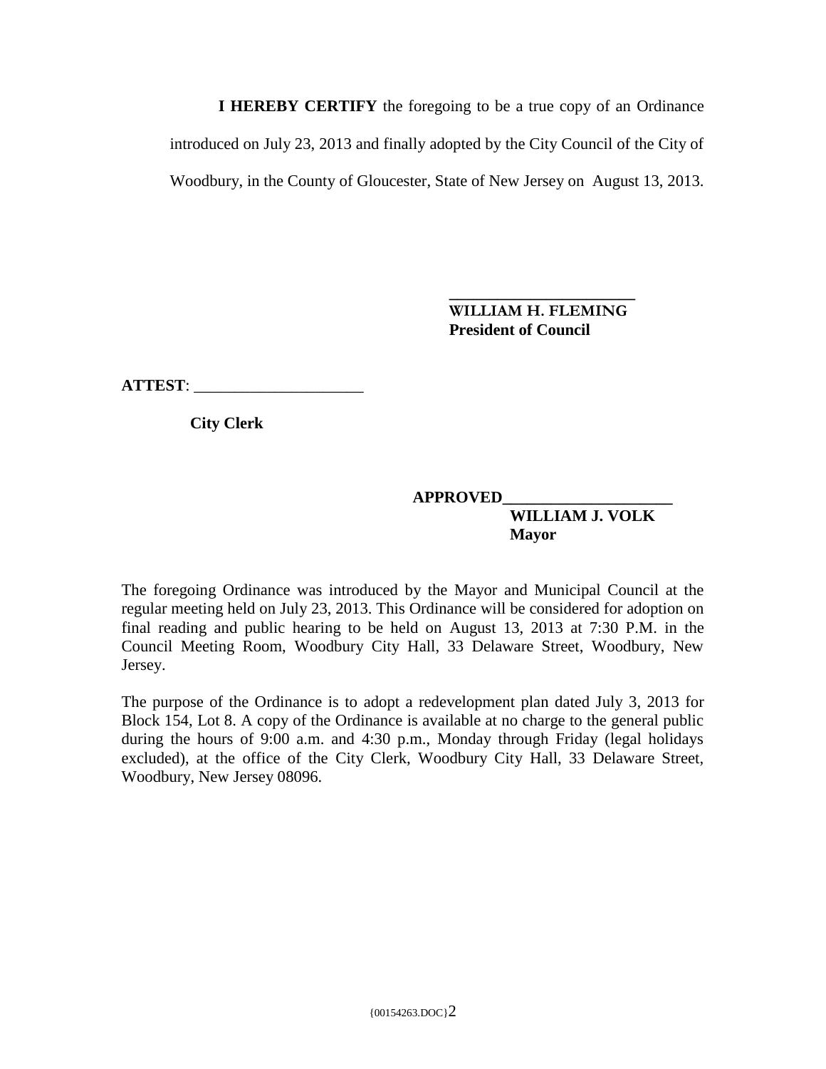**I HEREBY CERTIFY** the foregoing to be a true copy of an Ordinance introduced on July 23, 2013 and finally adopted by the City Council of the City of Woodbury, in the County of Gloucester, State of New Jersey on August 13, 2013.

_______________________
**WILLIAM H. FLEMING**
**President of Council**

**ATTEST**: ____________________

**City Clerk**

**APPROVED**____________________
**WILLIAM J. VOLK**
**Mayor**

The foregoing Ordinance was introduced by the Mayor and Municipal Council at the regular meeting held on July 23, 2013. This Ordinance will be considered for adoption on final reading and public hearing to be held on August 13, 2013 at 7:30 P.M. in the Council Meeting Room, Woodbury City Hall, 33 Delaware Street, Woodbury, New Jersey.

The purpose of the Ordinance is to adopt a redevelopment plan dated July 3, 2013 for Block 154, Lot 8. A copy of the Ordinance is available at no charge to the general public during the hours of 9:00 a.m. and 4:30 p.m., Monday through Friday (legal holidays excluded), at the office of the City Clerk, Woodbury City Hall, 33 Delaware Street, Woodbury, New Jersey 08096.

{00154263.DOC}